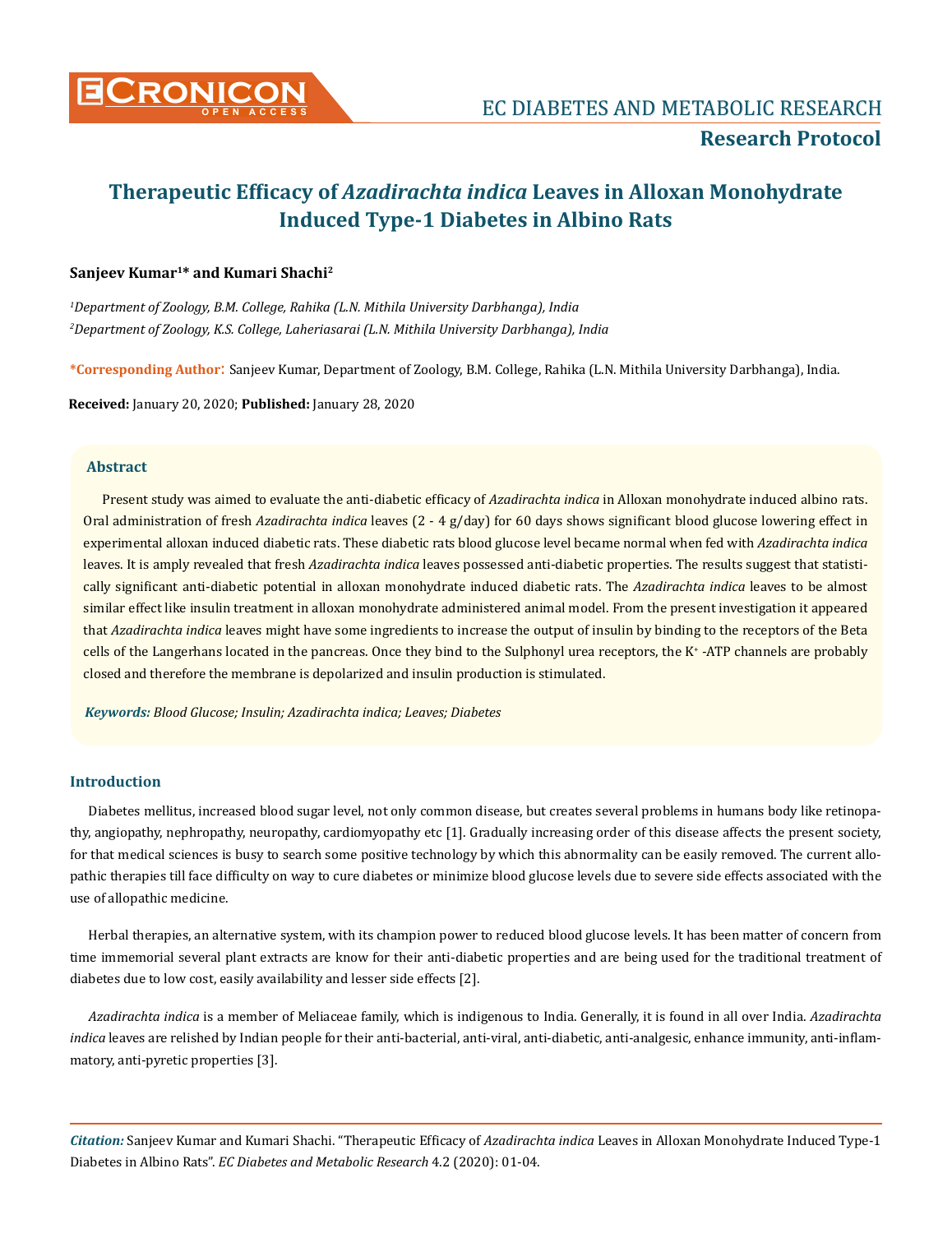Research Protocol

# Therapeutic Efficacy of *Azadirachta indica* Leaves in Alloxan Monohydrate Induced Type-1 Diabetes in Albino Rats

**Sanjeev Kumar[1]* and Kumari Shachi[2]**

*[1]Department of Zoology, B.M. College, Rahika (L.N. Mithila University Darbhanga), India*

*[2]Department of Zoology, K.S. College, Laheriasarai (L.N. Mithila University Darbhanga), India*

**\*Corresponding Author:** Sanjeev Kumar, Department of Zoology, B.M. College, Rahika (L.N. Mithila University Darbhanga), India.

**Received:** January 20, 2020; **Published:** January 28, 2020

## Abstract

Present study was aimed to evaluate the anti-diabetic efficacy of *Azadirachta indica* in Alloxan monohydrate induced albino rats. Oral administration of fresh *Azadirachta indica* leaves (2 - 4 g/day) for 60 days shows significant blood glucose lowering effect in experimental alloxan induced diabetic rats. These diabetic rats blood glucose level became normal when fed with *Azadirachta indica* leaves. It is amply revealed that fresh *Azadirachta indica* leaves possessed anti-diabetic properties. The results suggest that statistically significant anti-diabetic potential in alloxan monohydrate induced diabetic rats. The *Azadirachta indica* leaves to be almost similar effect like insulin treatment in alloxan monohydrate administered animal model. From the present investigation it appeared that *Azadirachta indica* leaves might have some ingredients to increase the output of insulin by binding to the receptors of the Beta cells of the Langerhans located in the pancreas. Once they bind to the Sulphonyl urea receptors, the $K^+$ -ATP channels are probably closed and therefore the membrane is depolarized and insulin production is stimulated.

***Keywords:*** *Blood Glucose; Insulin; Azadirachta indica; Leaves; Diabetes*

## Introduction

Diabetes mellitus, increased blood sugar level, not only common disease, but creates several problems in humans body like retinopathy, angiopathy, nephropathy, neuropathy, cardiomyopathy etc [1]. Gradually increasing order of this disease affects the present society, for that medical sciences is busy to search some positive technology by which this abnormality can be easily removed. The current allopathic therapies till face difficulty on way to cure diabetes or minimize blood glucose levels due to severe side effects associated with the use of allopathic medicine.

Herbal therapies, an alternative system, with its champion power to reduced blood glucose levels. It has been matter of concern from time immemorial several plant extracts are know for their anti-diabetic properties and are being used for the traditional treatment of diabetes due to low cost, easily availability and lesser side effects [2].

*Azadirachta indica* is a member of Meliaceae family, which is indigenous to India. Generally, it is found in all over India. *Azadirachta indica* leaves are relished by Indian people for their anti-bacterial, anti-viral, anti-diabetic, anti-analgesic, enhance immunity, anti-inflammatory, anti-pyretic properties [3].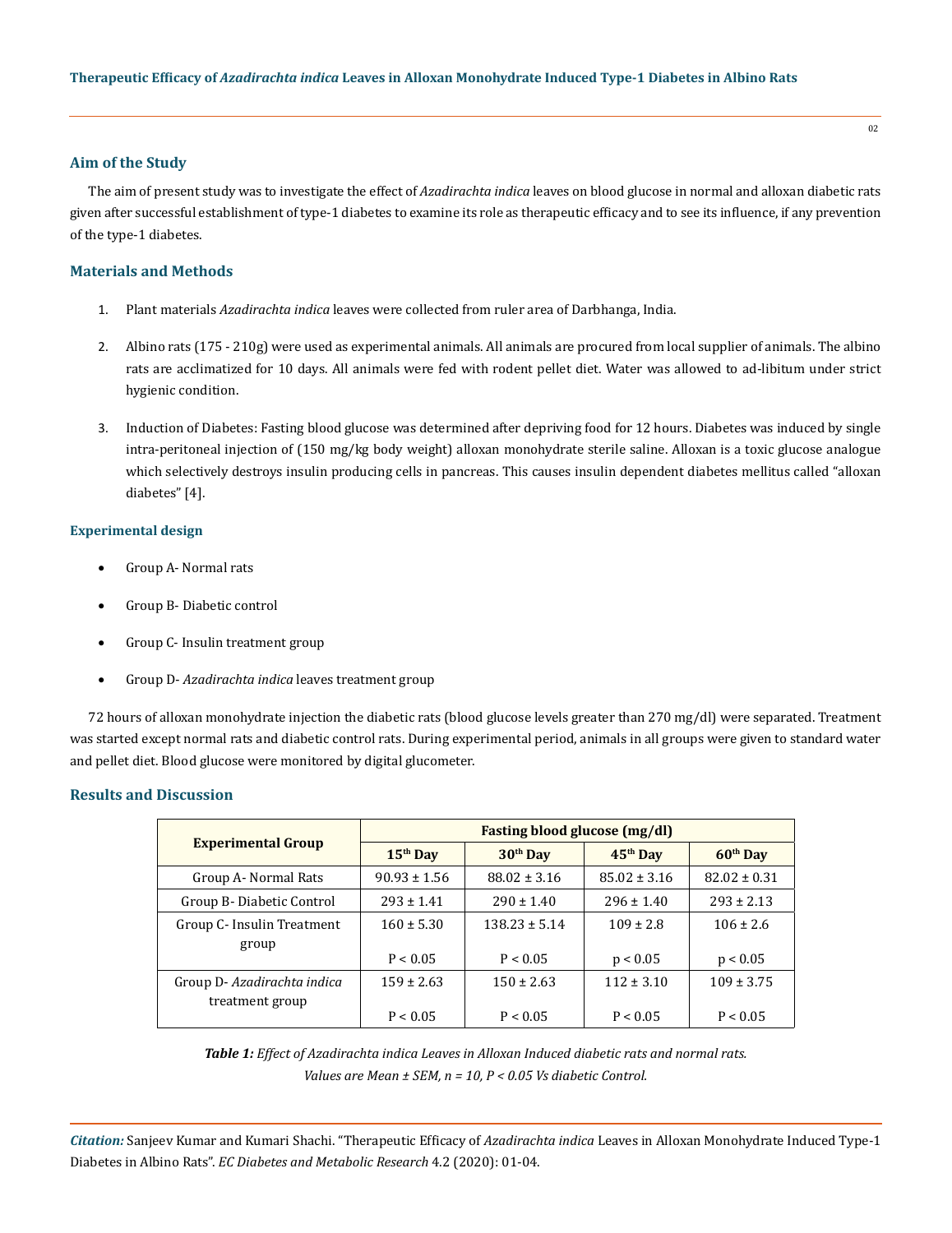## Aim of the Study

The aim of present study was to investigate the effect of *Azadirachta indica* leaves on blood glucose in normal and alloxan diabetic rats given after successful establishment of type-1 diabetes to examine its role as therapeutic efficacy and to see its influence, if any prevention of the type-1 diabetes.

## Materials and Methods

1. Plant materials *Azadirachta indica* leaves were collected from ruler area of Darbhanga, India.
2. Albino rats (175 - 210g) were used as experimental animals. All animals are procured from local supplier of animals. The albino rats are acclimatized for 10 days. All animals were fed with rodent pellet diet. Water was allowed to ad-libitum under strict hygienic condition.
3. Induction of Diabetes: Fasting blood glucose was determined after depriving food for 12 hours. Diabetes was induced by single intra-peritoneal injection of (150 mg/kg body weight) alloxan monohydrate sterile saline. Alloxan is a toxic glucose analogue which selectively destroys insulin producing cells in pancreas. This causes insulin dependent diabetes mellitus called "alloxan diabetes" [4].

### Experimental design

- Group A- Normal rats
- Group B- Diabetic control
- Group C- Insulin treatment group
- Group D- *Azadirachta indica* leaves treatment group

72 hours of alloxan monohydrate injection the diabetic rats (blood glucose levels greater than 270 mg/dl) were separated. Treatment was started except normal rats and diabetic control rats. During experimental period, animals in all groups were given to standard water and pellet diet. Blood glucose were monitored by digital glucometer.

## Results and Discussion

| Experimental Group | Fasting blood glucose (mg/dl) | | | |
|---|---|---|---|---|
| | 15th Day | 30th Day | 45th Day | 60th Day |
| Group A- Normal Rats | 90.93 ± 1.56 | 88.02 ± 3.16 | 85.02 ± 3.16 | 82.02 ± 0.31 |
| Group B- Diabetic Control | 293 ± 1.41 | 290 ± 1.40 | 296 ± 1.40 | 293 ± 2.13 |
| Group C- Insulin Treatment group | 160 ± 5.30<br>$P < 0.05$ | 138.23 ± 5.14<br>$P < 0.05$ | 109 ± 2.8<br>$p < 0.05$ | 106 ± 2.6<br>$p < 0.05$ |
| Group D- *Azadirachta indica* treatment group | 159 ± 2.63<br>$P < 0.05$ | 150 ± 2.63<br>$P < 0.05$ | 112 ± 3.10<br>$P < 0.05$ | 109 ± 3.75<br>$P < 0.05$ |

***Table 1:*** *Effect of Azadirachta indica Leaves in Alloxan Induced diabetic rats and normal rats.*
*Values are Mean ± SEM, n = 10, P < 0.05 Vs diabetic Control.*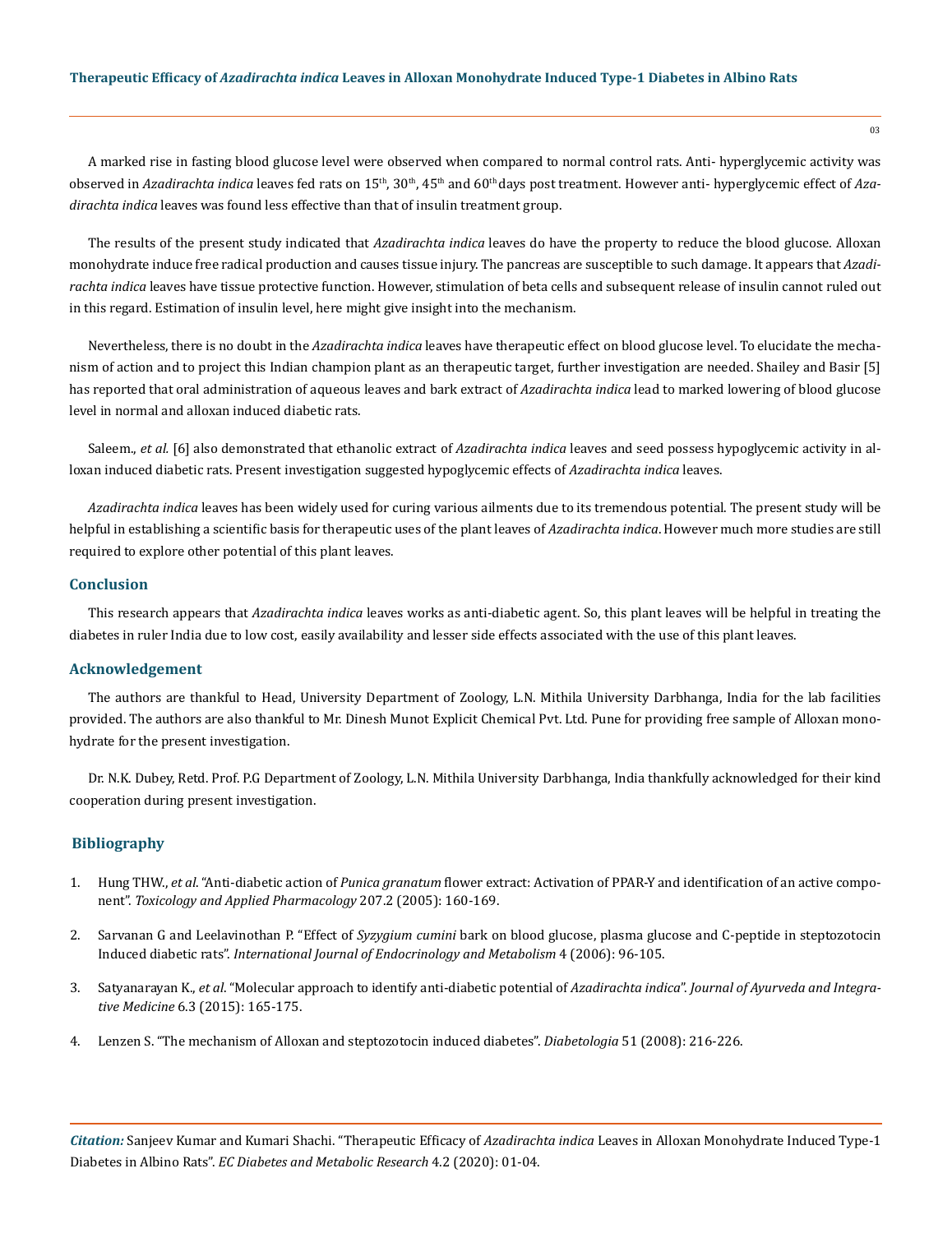A marked rise in fasting blood glucose level were observed when compared to normal control rats. Anti- hyperglycemic activity was observed in *Azadirachta indica* leaves fed rats on 15th, 30th, 45th and 60th days post treatment. However anti- hyperglycemic effect of *Azadirachta indica* leaves was found less effective than that of insulin treatment group.

The results of the present study indicated that *Azadirachta indica* leaves do have the property to reduce the blood glucose. Alloxan monohydrate induce free radical production and causes tissue injury. The pancreas are susceptible to such damage. It appears that *Azadirachta indica* leaves have tissue protective function. However, stimulation of beta cells and subsequent release of insulin cannot ruled out in this regard. Estimation of insulin level, here might give insight into the mechanism.

Nevertheless, there is no doubt in the *Azadirachta indica* leaves have therapeutic effect on blood glucose level. To elucidate the mechanism of action and to project this Indian champion plant as an therapeutic target, further investigation are needed. Shailey and Basir [5] has reported that oral administration of aqueous leaves and bark extract of *Azadirachta indica* lead to marked lowering of blood glucose level in normal and alloxan induced diabetic rats.

Saleem., *et al.* [6] also demonstrated that ethanolic extract of *Azadirachta indica* leaves and seed possess hypoglycemic activity in alloxan induced diabetic rats. Present investigation suggested hypoglycemic effects of *Azadirachta indica* leaves.

*Azadirachta indica* leaves has been widely used for curing various ailments due to its tremendous potential. The present study will be helpful in establishing a scientific basis for therapeutic uses of the plant leaves of *Azadirachta indica*. However much more studies are still required to explore other potential of this plant leaves.

## Conclusion

This research appears that *Azadirachta indica* leaves works as anti-diabetic agent. So, this plant leaves will be helpful in treating the diabetes in ruler India due to low cost, easily availability and lesser side effects associated with the use of this plant leaves.

## Acknowledgement

The authors are thankful to Head, University Department of Zoology, L.N. Mithila University Darbhanga, India for the lab facilities provided. The authors are also thankful to Mr. Dinesh Munot Explicit Chemical Pvt. Ltd. Pune for providing free sample of Alloxan monohydrate for the present investigation.

Dr. N.K. Dubey, Retd. Prof. P.G Department of Zoology, L.N. Mithila University Darbhanga, India thankfully acknowledged for their kind cooperation during present investigation.

## Bibliography

1. Hung THW., *et al*. "Anti-diabetic action of *Punica granatum* flower extract: Activation of PPAR-Y and identification of an active component". *Toxicology and Applied Pharmacology* 207.2 (2005): 160-169.
2. Sarvanan G and Leelavinothan P. "Effect of *Syzygium cumini* bark on blood glucose, plasma glucose and C-peptide in steptozotocin Induced diabetic rats". *International Journal of Endocrinology and Metabolism* 4 (2006): 96-105.
3. Satyanarayan K., *et al*. "Molecular approach to identify anti-diabetic potential of *Azadirachta indica*". *Journal of Ayurveda and Integrative Medicine* 6.3 (2015): 165-175.
4. Lenzen S. "The mechanism of Alloxan and steptozotocin induced diabetes". *Diabetologia* 51 (2008): 216-226.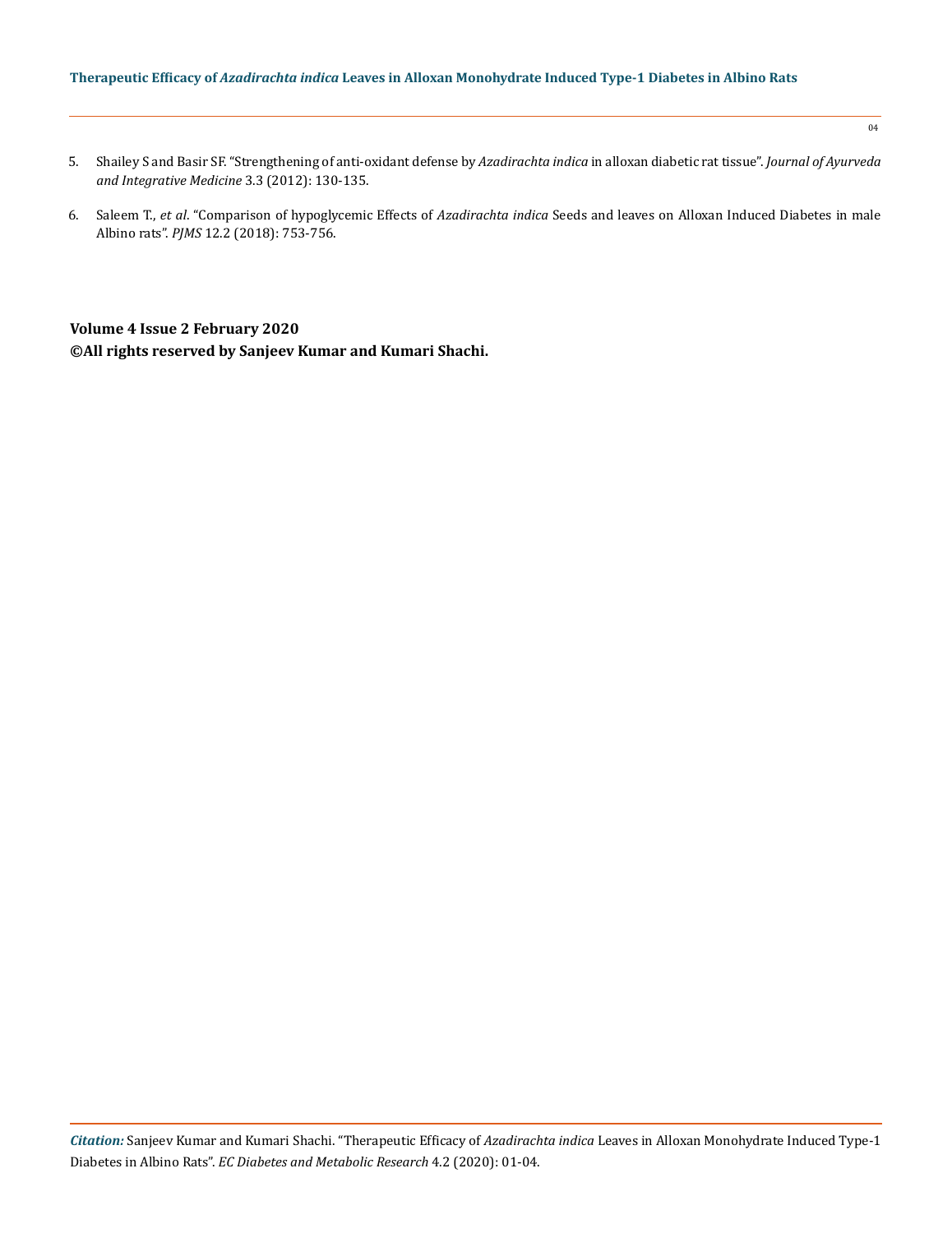5. Shailey S and Basir SF. "Strengthening of anti-oxidant defense by *Azadirachta indica* in alloxan diabetic rat tissue". *Journal of Ayurveda and Integrative Medicine* 3.3 (2012): 130-135.

6. Saleem T., *et al*. "Comparison of hypoglycemic Effects of *Azadirachta indica* Seeds and leaves on Alloxan Induced Diabetes in male Albino rats". *PJMS* 12.2 (2018): 753-756.

**Volume 4 Issue 2 February 2020**
**©All rights reserved by Sanjeev Kumar and Kumari Shachi.**